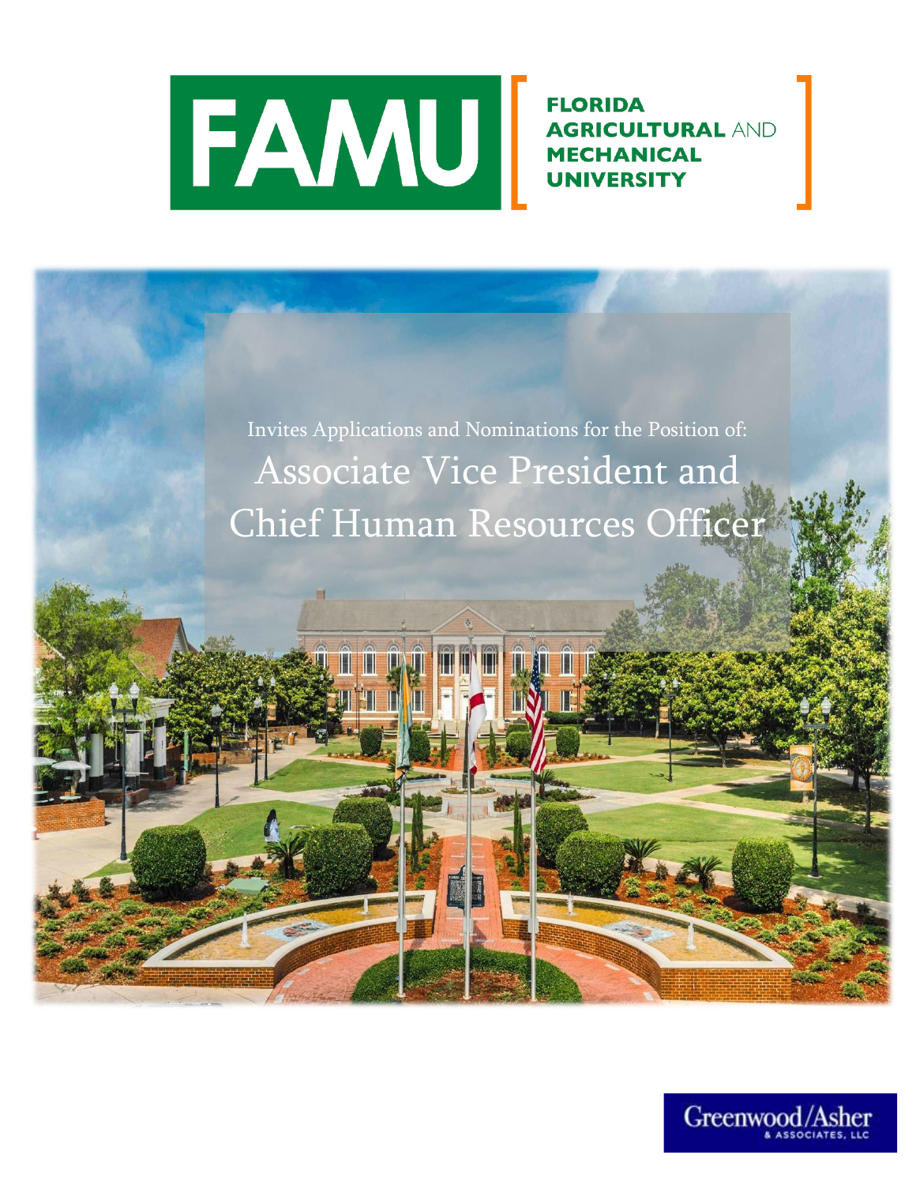FAMU

FLORIDA AGRICULTURAL AND MECHANICAL UNIVERSITY

Invites Applications and Nominations for the Position of:

# Associate Vice President and Chief Human Resources Officer

Greenwood/Asher & Associates, LLC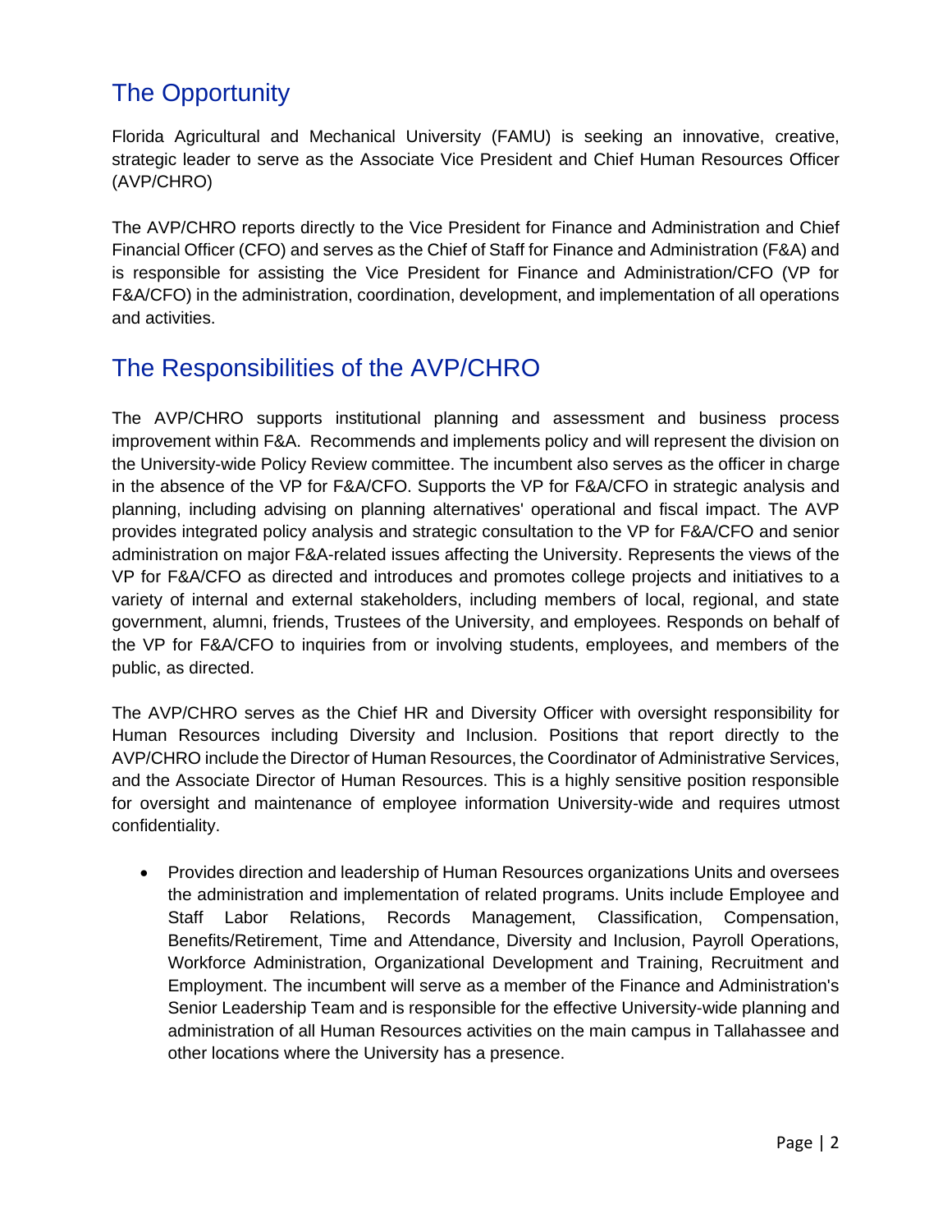## The Opportunity

Florida Agricultural and Mechanical University (FAMU) is seeking an innovative, creative, strategic leader to serve as the Associate Vice President and Chief Human Resources Officer (AVP/CHRO)

The AVP/CHRO reports directly to the Vice President for Finance and Administration and Chief Financial Officer (CFO) and serves as the Chief of Staff for Finance and Administration (F&A) and is responsible for assisting the Vice President for Finance and Administration/CFO (VP for F&A/CFO) in the administration, coordination, development, and implementation of all operations and activities.

## The Responsibilities of the AVP/CHRO

The AVP/CHRO supports institutional planning and assessment and business process improvement within F&A. Recommends and implements policy and will represent the division on the University-wide Policy Review committee. The incumbent also serves as the officer in charge in the absence of the VP for F&A/CFO. Supports the VP for F&A/CFO in strategic analysis and planning, including advising on planning alternatives' operational and fiscal impact. The AVP provides integrated policy analysis and strategic consultation to the VP for F&A/CFO and senior administration on major F&A-related issues affecting the University. Represents the views of the VP for F&A/CFO as directed and introduces and promotes college projects and initiatives to a variety of internal and external stakeholders, including members of local, regional, and state government, alumni, friends, Trustees of the University, and employees. Responds on behalf of the VP for F&A/CFO to inquiries from or involving students, employees, and members of the public, as directed.

The AVP/CHRO serves as the Chief HR and Diversity Officer with oversight responsibility for Human Resources including Diversity and Inclusion. Positions that report directly to the AVP/CHRO include the Director of Human Resources, the Coordinator of Administrative Services, and the Associate Director of Human Resources. This is a highly sensitive position responsible for oversight and maintenance of employee information University-wide and requires utmost confidentiality.

- Provides direction and leadership of Human Resources organizations Units and oversees the administration and implementation of related programs. Units include Employee and Staff Labor Relations, Records Management, Classification, Compensation, Benefits/Retirement, Time and Attendance, Diversity and Inclusion, Payroll Operations, Workforce Administration, Organizational Development and Training, Recruitment and Employment. The incumbent will serve as a member of the Finance and Administration's Senior Leadership Team and is responsible for the effective University-wide planning and administration of all Human Resources activities on the main campus in Tallahassee and other locations where the University has a presence.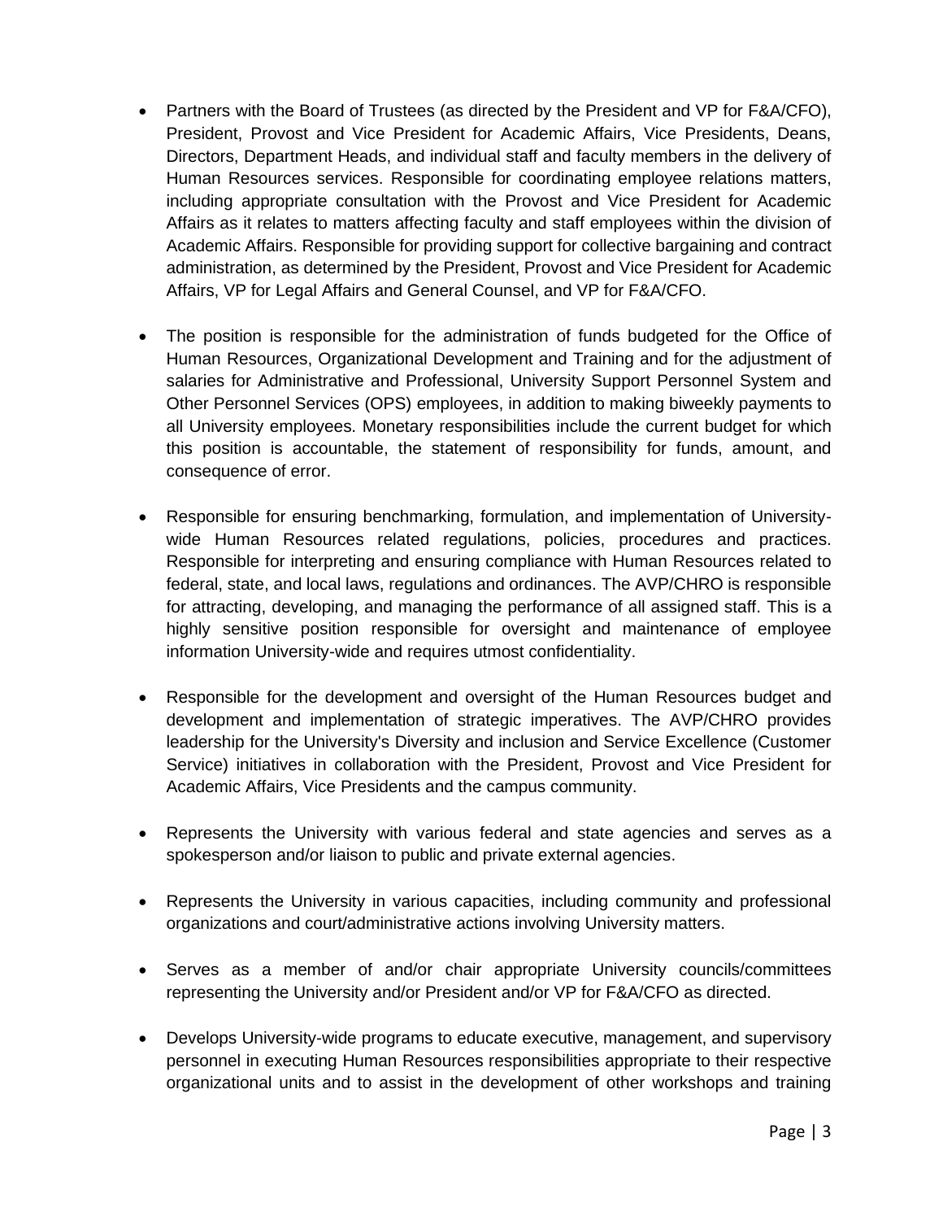- Partners with the Board of Trustees (as directed by the President and VP for F&A/CFO), President, Provost and Vice President for Academic Affairs, Vice Presidents, Deans, Directors, Department Heads, and individual staff and faculty members in the delivery of Human Resources services. Responsible for coordinating employee relations matters, including appropriate consultation with the Provost and Vice President for Academic Affairs as it relates to matters affecting faculty and staff employees within the division of Academic Affairs. Responsible for providing support for collective bargaining and contract administration, as determined by the President, Provost and Vice President for Academic Affairs, VP for Legal Affairs and General Counsel, and VP for F&A/CFO.

- The position is responsible for the administration of funds budgeted for the Office of Human Resources, Organizational Development and Training and for the adjustment of salaries for Administrative and Professional, University Support Personnel System and Other Personnel Services (OPS) employees, in addition to making biweekly payments to all University employees. Monetary responsibilities include the current budget for which this position is accountable, the statement of responsibility for funds, amount, and consequence of error.

- Responsible for ensuring benchmarking, formulation, and implementation of University-wide Human Resources related regulations, policies, procedures and practices. Responsible for interpreting and ensuring compliance with Human Resources related to federal, state, and local laws, regulations and ordinances. The AVP/CHRO is responsible for attracting, developing, and managing the performance of all assigned staff. This is a highly sensitive position responsible for oversight and maintenance of employee information University-wide and requires utmost confidentiality.

- Responsible for the development and oversight of the Human Resources budget and development and implementation of strategic imperatives. The AVP/CHRO provides leadership for the University's Diversity and inclusion and Service Excellence (Customer Service) initiatives in collaboration with the President, Provost and Vice President for Academic Affairs, Vice Presidents and the campus community.

- Represents the University with various federal and state agencies and serves as a spokesperson and/or liaison to public and private external agencies.

- Represents the University in various capacities, including community and professional organizations and court/administrative actions involving University matters.

- Serves as a member of and/or chair appropriate University councils/committees representing the University and/or President and/or VP for F&A/CFO as directed.

- Develops University-wide programs to educate executive, management, and supervisory personnel in executing Human Resources responsibilities appropriate to their respective organizational units and to assist in the development of other workshops and training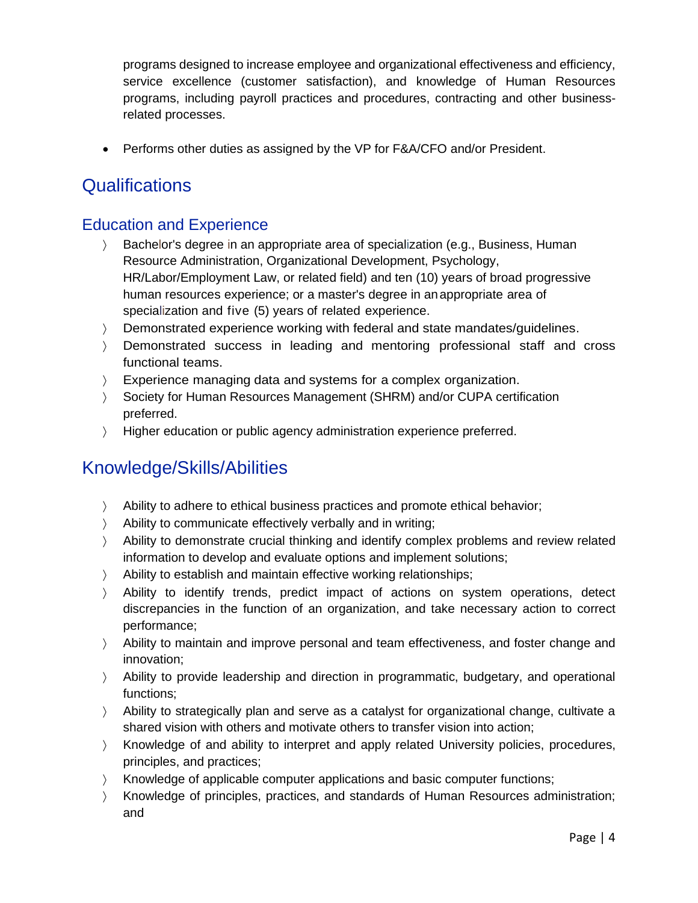programs designed to increase employee and organizational effectiveness and efficiency, service excellence (customer satisfaction), and knowledge of Human Resources programs, including payroll practices and procedures, contracting and other business-related processes.

- Performs other duties as assigned by the VP for F&A/CFO and/or President.

## Qualifications

### Education and Experience

- Bachelor's degree in an appropriate area of specialization (e.g., Business, Human Resource Administration, Organizational Development, Psychology, HR/Labor/Employment Law, or related field) and ten (10) years of broad progressive human resources experience; or a master's degree in an appropriate area of specialization and five (5) years of related experience.
- Demonstrated experience working with federal and state mandates/guidelines.
- Demonstrated success in leading and mentoring professional staff and cross functional teams.
- Experience managing data and systems for a complex organization.
- Society for Human Resources Management (SHRM) and/or CUPA certification preferred.
- Higher education or public agency administration experience preferred.

## Knowledge/Skills/Abilities

- Ability to adhere to ethical business practices and promote ethical behavior;
- Ability to communicate effectively verbally and in writing;
- Ability to demonstrate crucial thinking and identify complex problems and review related information to develop and evaluate options and implement solutions;
- Ability to establish and maintain effective working relationships;
- Ability to identify trends, predict impact of actions on system operations, detect discrepancies in the function of an organization, and take necessary action to correct performance;
- Ability to maintain and improve personal and team effectiveness, and foster change and innovation;
- Ability to provide leadership and direction in programmatic, budgetary, and operational functions;
- Ability to strategically plan and serve as a catalyst for organizational change, cultivate a shared vision with others and motivate others to transfer vision into action;
- Knowledge of and ability to interpret and apply related University policies, procedures, principles, and practices;
- Knowledge of applicable computer applications and basic computer functions;
- Knowledge of principles, practices, and standards of Human Resources administration; and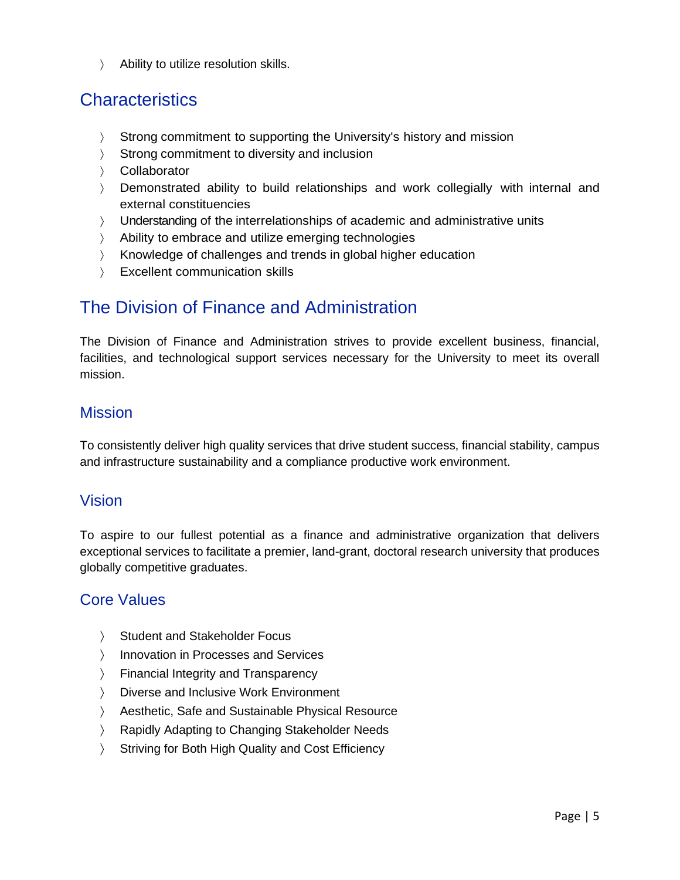- Ability to utilize resolution skills.

## Characteristics

- Strong commitment to supporting the University's history and mission
- Strong commitment to diversity and inclusion
- Collaborator
- Demonstrated ability to build relationships and work collegially with internal and external constituencies
- Understanding of the interrelationships of academic and administrative units
- Ability to embrace and utilize emerging technologies
- Knowledge of challenges and trends in global higher education
- Excellent communication skills

## The Division of Finance and Administration

The Division of Finance and Administration strives to provide excellent business, financial, facilities, and technological support services necessary for the University to meet its overall mission.

### Mission

To consistently deliver high quality services that drive student success, financial stability, campus and infrastructure sustainability and a compliance productive work environment.

### Vision

To aspire to our fullest potential as a finance and administrative organization that delivers exceptional services to facilitate a premier, land-grant, doctoral research university that produces globally competitive graduates.

### Core Values

- Student and Stakeholder Focus
- Innovation in Processes and Services
- Financial Integrity and Transparency
- Diverse and Inclusive Work Environment
- Aesthetic, Safe and Sustainable Physical Resource
- Rapidly Adapting to Changing Stakeholder Needs
- Striving for Both High Quality and Cost Efficiency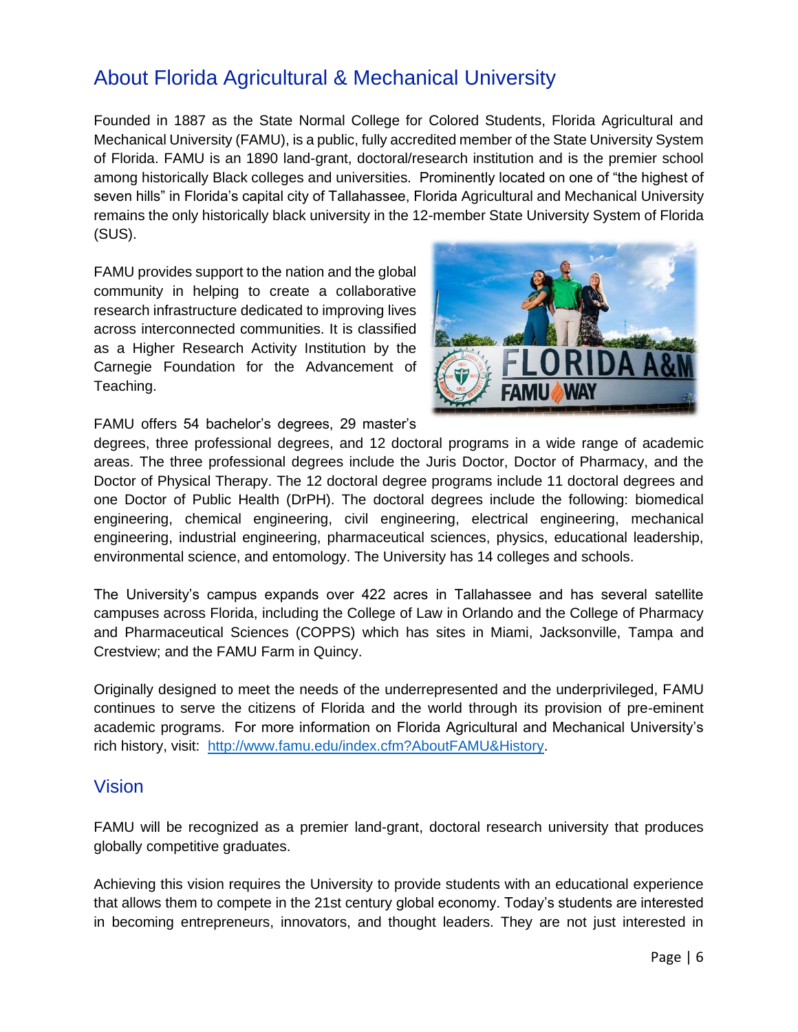## About Florida Agricultural & Mechanical University

Founded in 1887 as the State Normal College for Colored Students, Florida Agricultural and Mechanical University (FAMU), is a public, fully accredited member of the State University System of Florida. FAMU is an 1890 land-grant, doctoral/research institution and is the premier school among historically Black colleges and universities. Prominently located on one of "the highest of seven hills" in Florida's capital city of Tallahassee, Florida Agricultural and Mechanical University remains the only historically black university in the 12-member State University System of Florida (SUS).

FAMU provides support to the nation and the global community in helping to create a collaborative research infrastructure dedicated to improving lives across interconnected communities. It is classified as a Higher Research Activity Institution by the Carnegie Foundation for the Advancement of Teaching.

FAMU offers 54 bachelor's degrees, 29 master's degrees, three professional degrees, and 12 doctoral programs in a wide range of academic areas. The three professional degrees include the Juris Doctor, Doctor of Pharmacy, and the Doctor of Physical Therapy. The 12 doctoral degree programs include 11 doctoral degrees and one Doctor of Public Health (DrPH). The doctoral degrees include the following: biomedical engineering, chemical engineering, civil engineering, electrical engineering, mechanical engineering, industrial engineering, pharmaceutical sciences, physics, educational leadership, environmental science, and entomology. The University has 14 colleges and schools.

The University's campus expands over 422 acres in Tallahassee and has several satellite campuses across Florida, including the College of Law in Orlando and the College of Pharmacy and Pharmaceutical Sciences (COPPS) which has sites in Miami, Jacksonville, Tampa and Crestview; and the FAMU Farm in Quincy.

Originally designed to meet the needs of the underrepresented and the underprivileged, FAMU continues to serve the citizens of Florida and the world through its provision of pre-eminent academic programs. For more information on Florida Agricultural and Mechanical University's rich history, visit: [http://www.famu.edu/index.cfm?AboutFAMU&History](http://www.famu.edu/index.cfm?AboutFAMU&History).

## Vision

FAMU will be recognized as a premier land-grant, doctoral research university that produces globally competitive graduates.

Achieving this vision requires the University to provide students with an educational experience that allows them to compete in the 21st century global economy. Today's students are interested in becoming entrepreneurs, innovators, and thought leaders. They are not just interested in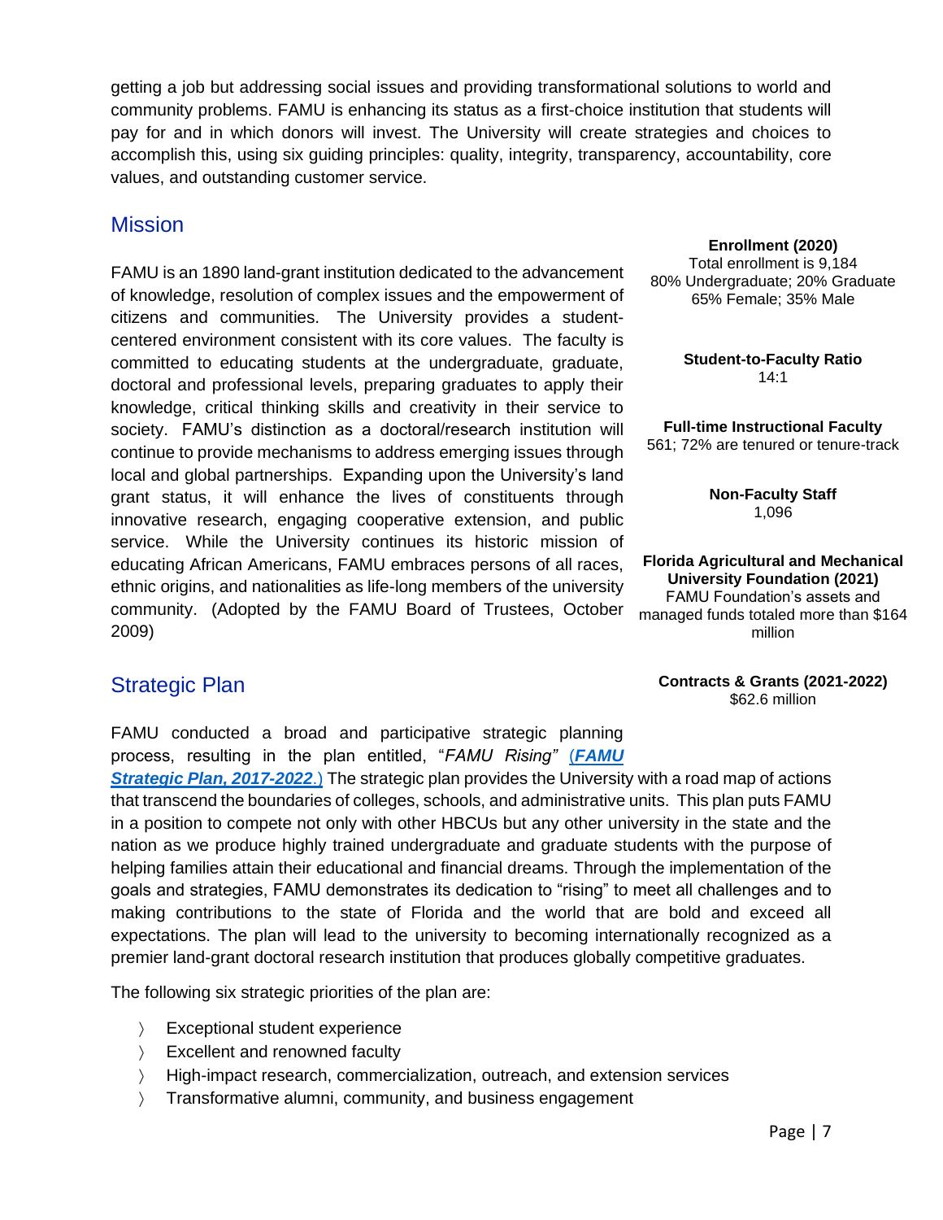getting a job but addressing social issues and providing transformational solutions to world and community problems. FAMU is enhancing its status as a first-choice institution that students will pay for and in which donors will invest. The University will create strategies and choices to accomplish this, using six guiding principles: quality, integrity, transparency, accountability, core values, and outstanding customer service.

## Mission

FAMU is an 1890 land-grant institution dedicated to the advancement of knowledge, resolution of complex issues and the empowerment of citizens and communities. The University provides a student-centered environment consistent with its core values. The faculty is committed to educating students at the undergraduate, graduate, doctoral and professional levels, preparing graduates to apply their knowledge, critical thinking skills and creativity in their service to society. FAMU's distinction as a doctoral/research institution will continue to provide mechanisms to address emerging issues through local and global partnerships. Expanding upon the University's land grant status, it will enhance the lives of constituents through innovative research, engaging cooperative extension, and public service. While the University continues its historic mission of educating African Americans, FAMU embraces persons of all races, ethnic origins, and nationalities as life-long members of the university community. (Adopted by the FAMU Board of Trustees, October 2009)

**Enrollment (2020)**
Total enrollment is 9,184
80% Undergraduate; 20% Graduate
65% Female; 35% Male

**Student-to-Faculty Ratio**
14:1

**Full-time Instructional Faculty**
561; 72% are tenured or tenure-track

**Non-Faculty Staff**
1,096

**Florida Agricultural and Mechanical University Foundation (2021)**
FAMU Foundation's assets and managed funds totaled more than $164 million

**Contracts & Grants (2021-2022)**
$62.6 million

## Strategic Plan

FAMU conducted a broad and participative strategic planning process, resulting in the plan entitled, "*FAMU Rising*" (***FAMU Strategic Plan, 2017-2022***.) The strategic plan provides the University with a road map of actions that transcend the boundaries of colleges, schools, and administrative units. This plan puts FAMU in a position to compete not only with other HBCUs but any other university in the state and the nation as we produce highly trained undergraduate and graduate students with the purpose of helping families attain their educational and financial dreams. Through the implementation of the goals and strategies, FAMU demonstrates its dedication to "rising" to meet all challenges and to making contributions to the state of Florida and the world that are bold and exceed all expectations. The plan will lead to the university to becoming internationally recognized as a premier land-grant doctoral research institution that produces globally competitive graduates.

The following six strategic priorities of the plan are:

- Exceptional student experience
- Excellent and renowned faculty
- High-impact research, commercialization, outreach, and extension services
- Transformative alumni, community, and business engagement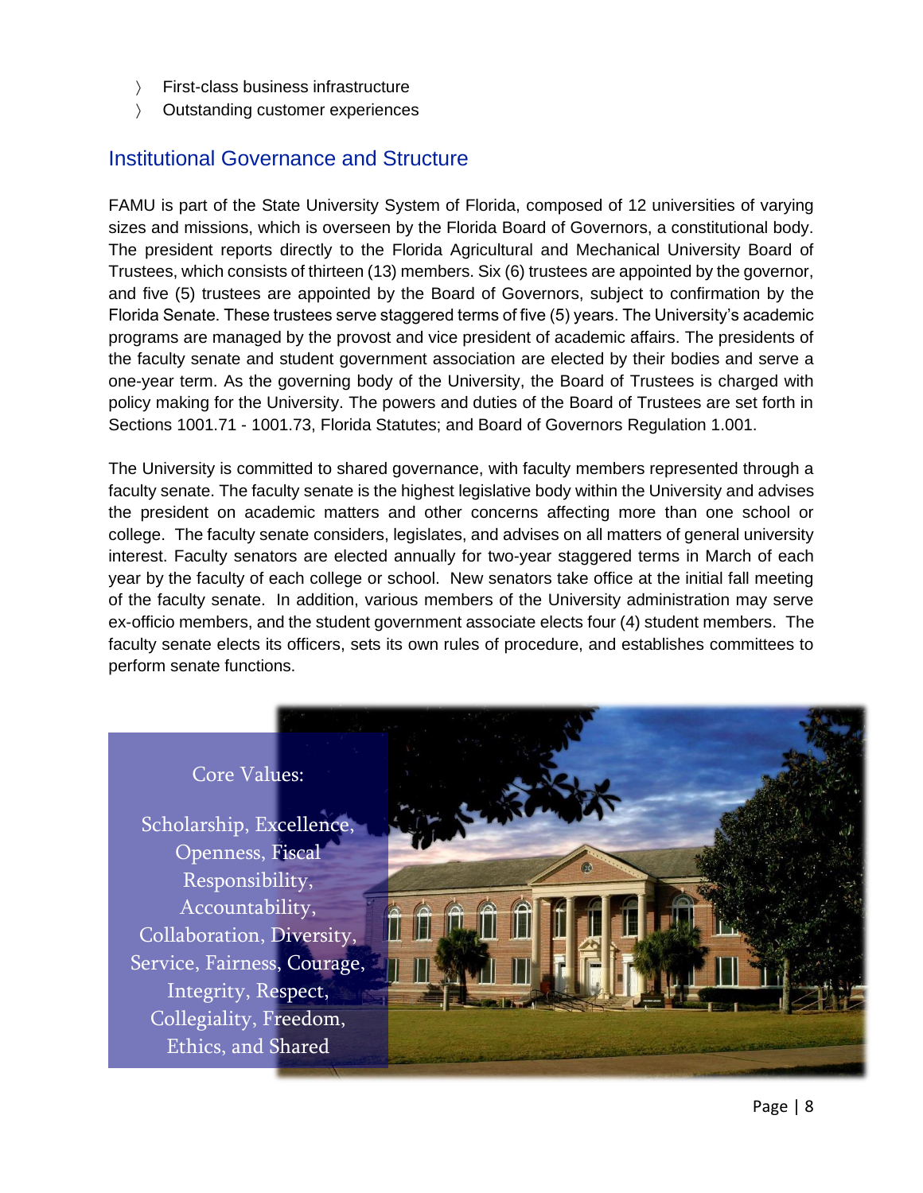- First-class business infrastructure
- Outstanding customer experiences

## Institutional Governance and Structure

FAMU is part of the State University System of Florida, composed of 12 universities of varying sizes and missions, which is overseen by the Florida Board of Governors, a constitutional body. The president reports directly to the Florida Agricultural and Mechanical University Board of Trustees, which consists of thirteen (13) members. Six (6) trustees are appointed by the governor, and five (5) trustees are appointed by the Board of Governors, subject to confirmation by the Florida Senate. These trustees serve staggered terms of five (5) years. The University's academic programs are managed by the provost and vice president of academic affairs. The presidents of the faculty senate and student government association are elected by their bodies and serve a one-year term. As the governing body of the University, the Board of Trustees is charged with policy making for the University. The powers and duties of the Board of Trustees are set forth in Sections 1001.71 - 1001.73, Florida Statutes; and Board of Governors Regulation 1.001.

The University is committed to shared governance, with faculty members represented through a faculty senate. The faculty senate is the highest legislative body within the University and advises the president on academic matters and other concerns affecting more than one school or college. The faculty senate considers, legislates, and advises on all matters of general university interest. Faculty senators are elected annually for two-year staggered terms in March of each year by the faculty of each college or school. New senators take office at the initial fall meeting of the faculty senate. In addition, various members of the University administration may serve ex-officio members, and the student government associate elects four (4) student members. The faculty senate elects its officers, sets its own rules of procedure, and establishes committees to perform senate functions.

Core Values:

Scholarship, Excellence, Openness, Fiscal Responsibility, Accountability, Collaboration, Diversity, Service, Fairness, Courage, Integrity, Respect, Collegiality, Freedom, Ethics, and Shared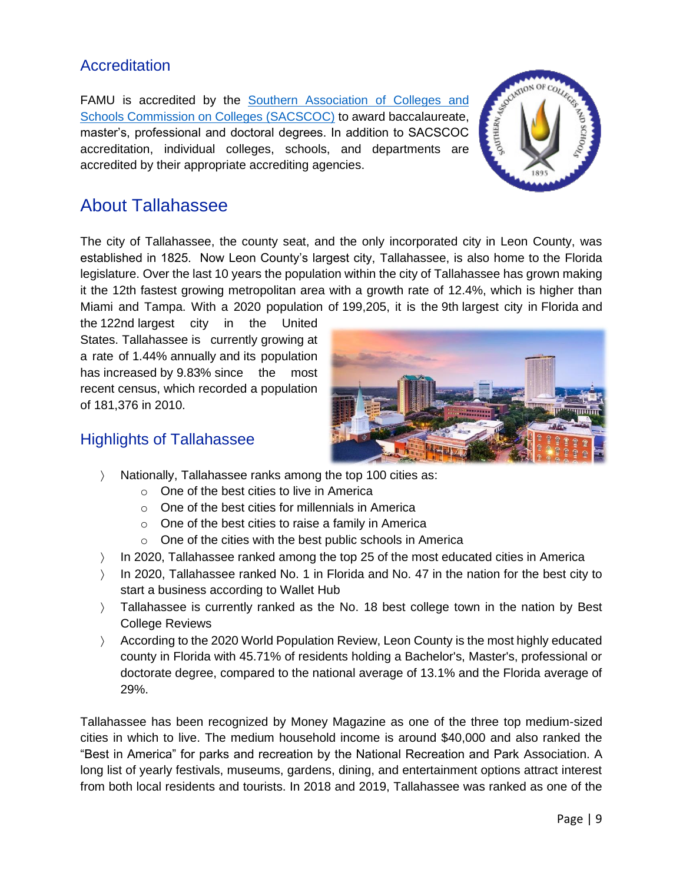## Accreditation

FAMU is accredited by the [Southern Association of Colleges and Schools Commission on Colleges (SACSCOC)](#) to award baccalaureate, master's, professional and doctoral degrees. In addition to SACSCOC accreditation, individual colleges, schools, and departments are accredited by their appropriate accrediting agencies.

## About Tallahassee

The city of Tallahassee, the county seat, and the only incorporated city in Leon County, was established in 1825. Now Leon County's largest city, Tallahassee, is also home to the Florida legislature. Over the last 10 years the population within the city of Tallahassee has grown making it the 12th fastest growing metropolitan area with a growth rate of 12.4%, which is higher than Miami and Tampa. With a 2020 population of 199,205, it is the 9th largest city in Florida and the 122nd largest city in the United States. Tallahassee is currently growing at a rate of 1.44% annually and its population has increased by 9.83% since the most recent census, which recorded a population of 181,376 in 2010.

### Highlights of Tallahassee

- Nationally, Tallahassee ranks among the top 100 cities as:
  - One of the best cities to live in America
  - One of the best cities for millennials in America
  - One of the best cities to raise a family in America
  - One of the cities with the best public schools in America
- In 2020, Tallahassee ranked among the top 25 of the most educated cities in America
- In 2020, Tallahassee ranked No. 1 in Florida and No. 47 in the nation for the best city to start a business according to Wallet Hub
- Tallahassee is currently ranked as the No. 18 best college town in the nation by Best College Reviews
- According to the 2020 World Population Review, Leon County is the most highly educated county in Florida with 45.71% of residents holding a Bachelor's, Master's, professional or doctorate degree, compared to the national average of 13.1% and the Florida average of 29%.

Tallahassee has been recognized by Money Magazine as one of the three top medium-sized cities in which to live. The medium household income is around $40,000 and also ranked the "Best in America" for parks and recreation by the National Recreation and Park Association. A long list of yearly festivals, museums, gardens, dining, and entertainment options attract interest from both local residents and tourists. In 2018 and 2019, Tallahassee was ranked as one of the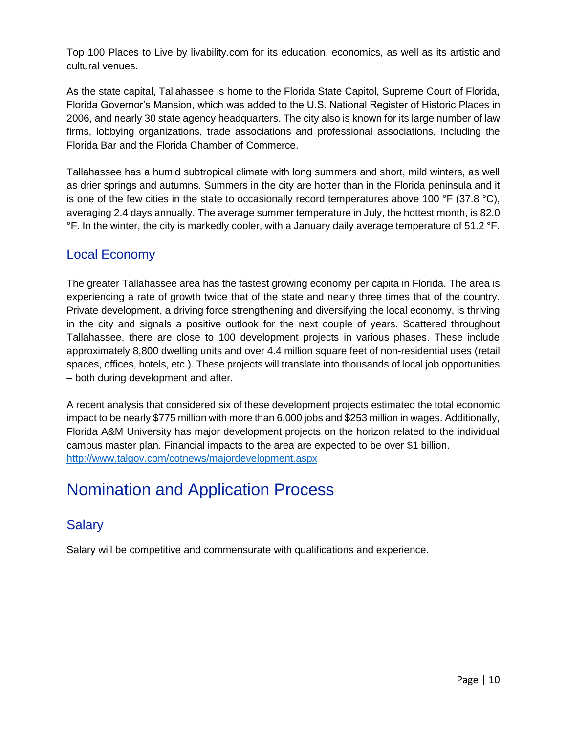Top 100 Places to Live by livability.com for its education, economics, as well as its artistic and cultural venues.

As the state capital, Tallahassee is home to the Florida State Capitol, Supreme Court of Florida, Florida Governor's Mansion, which was added to the U.S. National Register of Historic Places in 2006, and nearly 30 state agency headquarters. The city also is known for its large number of law firms, lobbying organizations, trade associations and professional associations, including the Florida Bar and the Florida Chamber of Commerce.

Tallahassee has a humid subtropical climate with long summers and short, mild winters, as well as drier springs and autumns. Summers in the city are hotter than in the Florida peninsula and it is one of the few cities in the state to occasionally record temperatures above 100 °F (37.8 °C), averaging 2.4 days annually. The average summer temperature in July, the hottest month, is 82.0 °F. In the winter, the city is markedly cooler, with a January daily average temperature of 51.2 °F.

## Local Economy

The greater Tallahassee area has the fastest growing economy per capita in Florida. The area is experiencing a rate of growth twice that of the state and nearly three times that of the country. Private development, a driving force strengthening and diversifying the local economy, is thriving in the city and signals a positive outlook for the next couple of years. Scattered throughout Tallahassee, there are close to 100 development projects in various phases. These include approximately 8,800 dwelling units and over 4.4 million square feet of non-residential uses (retail spaces, offices, hotels, etc.). These projects will translate into thousands of local job opportunities – both during development and after.

A recent analysis that considered six of these development projects estimated the total economic impact to be nearly $775 million with more than 6,000 jobs and $253 million in wages. Additionally, Florida A&M University has major development projects on the horizon related to the individual campus master plan. Financial impacts to the area are expected to be over $1 billion.
http://www.talgov.com/cotnews/majordevelopment.aspx

# Nomination and Application Process

## Salary

Salary will be competitive and commensurate with qualifications and experience.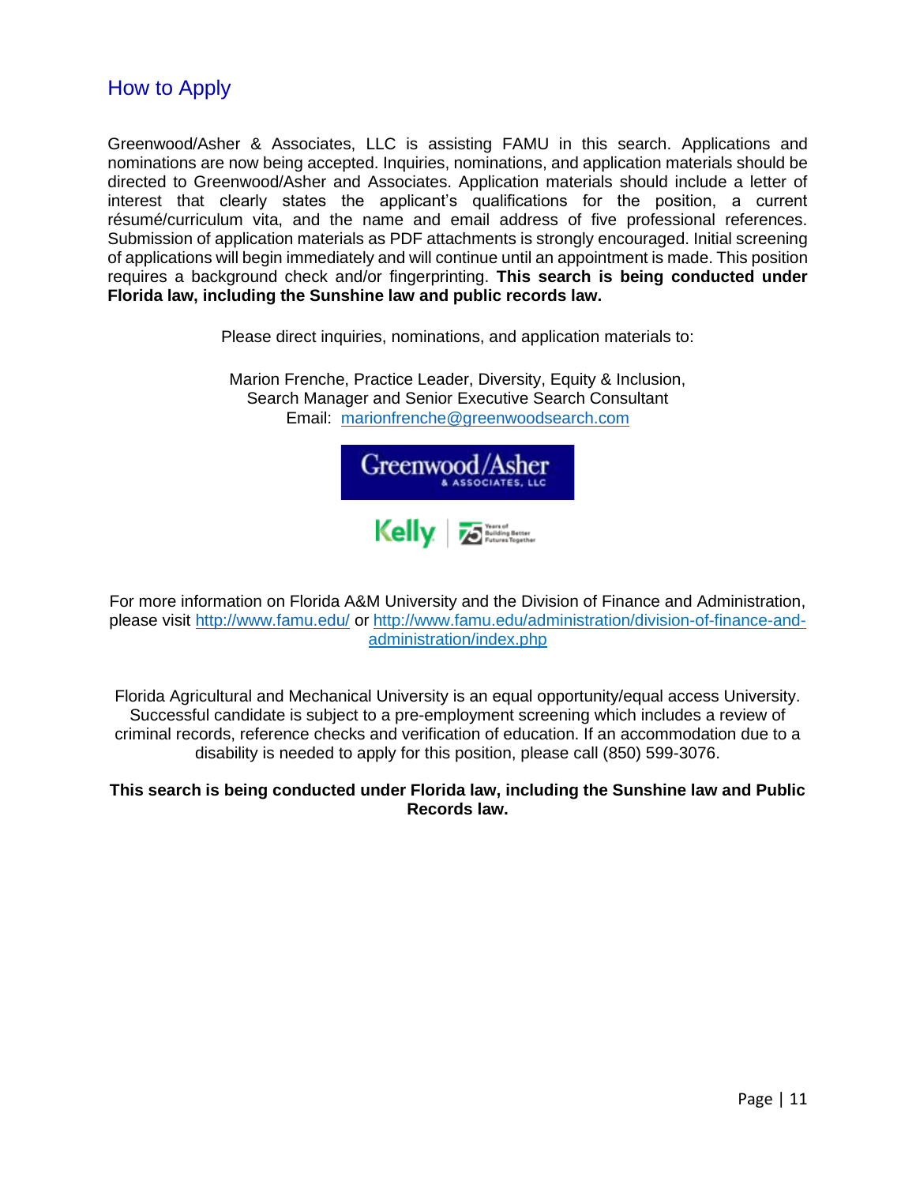## How to Apply

Greenwood/Asher & Associates, LLC is assisting FAMU in this search. Applications and nominations are now being accepted. Inquiries, nominations, and application materials should be directed to Greenwood/Asher and Associates. Application materials should include a letter of interest that clearly states the applicant's qualifications for the position, a current résumé/curriculum vita, and the name and email address of five professional references. Submission of application materials as PDF attachments is strongly encouraged. Initial screening of applications will begin immediately and will continue until an appointment is made. This position requires a background check and/or fingerprinting. **This search is being conducted under Florida law, including the Sunshine law and public records law.**

Please direct inquiries, nominations, and application materials to:

Marion Frenche, Practice Leader, Diversity, Equity & Inclusion,
Search Manager and Senior Executive Search Consultant
Email: marionfrenche@greenwoodsearch.com

Greenwood/Asher
& ASSOCIATES, LLC

Kelly | 75 Years of Building Better Futures Together

For more information on Florida A&M University and the Division of Finance and Administration, please visit http://www.famu.edu/ or http://www.famu.edu/administration/division-of-finance-and-administration/index.php

Florida Agricultural and Mechanical University is an equal opportunity/equal access University. Successful candidate is subject to a pre-employment screening which includes a review of criminal records, reference checks and verification of education. If an accommodation due to a disability is needed to apply for this position, please call (850) 599-3076.

**This search is being conducted under Florida law, including the Sunshine law and Public Records law.**